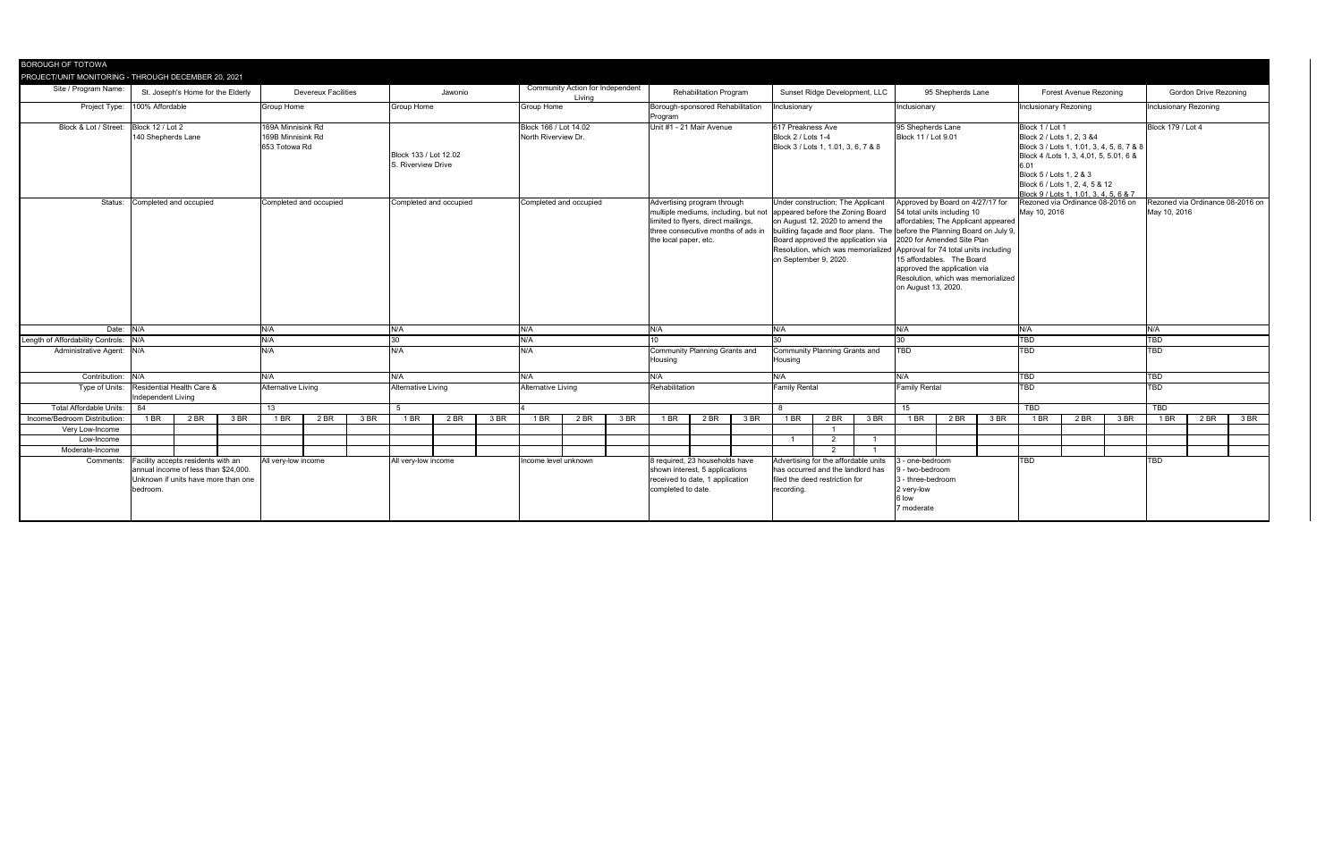# BOROUGH OF TOTOWA

## PROJECT/UNIT MONITORING - THROUGH DECEMBER 20, 2021

| Site / Program Name: | St. Joseph's Home for the Elderly | | | Devereux Facilities | | | Jawonio | | | Community Action for Independent Living | | | Rehabilitation Program | | | Sunset Ridge Development, LLC | | | 95 Shepherds Lane | | | Forest Avenue Rezoning | | | Gordon Drive Rezoning | | |
|---|---|---|---|---|---|---|---|---|---|---|---|---|---|---|---|---|---|---|---|---|---|---|---|---|---|---|---|
| Project Type: | 100% Affordable | | | Group Home | | | Group Home | | | Group Home | | | Borough-sponsored Rehabilitation Program | | | Inclusionary | | | Inclusionary | | | Inclusionary Rezoning | | | Inclusionary Rezoning | | |
| Block & Lot / Street: | Block 12 / Lot 2<br>140 Shepherds Lane | | | 169A Minnisink Rd<br>169B Minnisink Rd<br>653 Totowa Rd | | | Block 133 / Lot 12.02<br>S. Riverview Drive | | | Block 166 / Lot 14.02<br>North Riverview Dr. | | | Unit #1 - 21 Mair Avenue | | | 617 Preakness Ave<br>Block 2 / Lots 1-4<br>Block 3 / Lots 1, 1.01, 3, 6, 7 & 8 | | | 95 Shepherds Lane<br>Block 11 / Lot 9.01 | | | Block 1 / Lot 1<br>Block 2 / Lots 1, 2, 3 &4<br>Block 3 / Lots 1, 1.01, 3, 4, 5, 6, 7 & 8<br>Block 4 /Lots 1, 3, 4.01, 5, 5.01, 6 & 6.01<br>Block 5 / Lots 1, 2 & 3<br>Block 6 / Lots 1, 2, 4, 5 & 12<br>Block 9 / Lots 1, 1.01, 3, 4, 5, 6 & 7 | | | Block 179 / Lot 4 | | |
| Status: | Completed and occupied | | | Completed and occupied | | | Completed and occupied | | | Completed and occupied | | | Advertising program through multiple mediums, including, but not limited to flyers, direct mailings, three consecutive months of ads in the local paper, etc. | | | Under construction; The Applicant appeared before the Zoning Board on August 12, 2020 to amend the building façade and floor plans. The Board approved the application via Resolution, which was memorialized on September 9, 2020. | | | Approved by Board on 4/27/17 for 54 total units including 10 affordables; The Applicant appeared before the Planning Board on July 9, 2020 for Amended Site Plan Approval for 74 total units including 15 affordables. The Board approved the application via Resolution, which was memorialized on August 13, 2020. | | | Rezoned via Ordinance 08-2016 on May 10, 2016 | | | Rezoned via Ordinance 08-2016 on May 10, 2016 | | |
| Date: | N/A | | | N/A | | | N/A | | | N/A | | | N/A | | | N/A | | | N/A | | | N/A | | | N/A | | |
| Length of Affordability Controls: | N/A | | | N/A | | | 30 | | | N/A | | | 10 | | | 30 | | | 30 | | | TBD | | | TBD | | |
| Administrative Agent: | N/A | | | N/A | | | N/A | | | N/A | | | Community Planning Grants and Housing | | | Community Planning Grants and Housing | | | TBD | | | TBD | | | TBD | | |
| Contribution: | N/A | | | N/A | | | N/A | | | N/A | | | N/A | | | N/A | | | N/A | | | TBD | | | TBD | | |
| Type of Units: | Residential Health Care & Independent Living | | | Alternative Living | | | Alternative Living | | | Alternative Living | | | Rehabilitation | | | Family Rental | | | Family Rental | | | TBD | | | TBD | | |
| Total Affordable Units: | 84 | | | 13 | | | 5 | | | 4 | | | | | | 8 | | | 15 | | | TBD | | | TBD | | |
| Income/Bedroom Distribution: | 1 BR | 2 BR | 3 BR | 1 BR | 2 BR | 3 BR | 1 BR | 2 BR | 3 BR | 1 BR | 2 BR | 3 BR | 1 BR | 2 BR | 3 BR | 1 BR | 2 BR | 3 BR | 1 BR | 2 BR | 3 BR | 1 BR | 2 BR | 3 BR | 1 BR | 2 BR | 3 BR |
| Very Low-Income | | | | | | | | | | | | | | | | | 1 | | | | | | | | | | |
| Low-Income | | | | | | | | | | | | | | | | 1 | 2 | 1 | | | | | | | | | |
| Moderate-Income | | | | | | | | | | | | | | | | | 2 | 1 | | | | | | | | | |
| Comments: | Facility accepts residents with an annual income of less than $24,000. Unknown if units have more than one bedroom. | | | All very-low income | | | All very-low income | | | Income level unknown | | | 8 required, 23 households have shown interest, 5 applications received to date, 1 application completed to date. | | | Advertising for the affordable units has occurred and the landlord has filed the deed restriction for recording. | | | 3 - one-bedroom<br>9 - two-bedroom<br>3 - three-bedroom<br>2 very-low<br>6 low<br>7 moderate | | | TBD | | | TBD | | |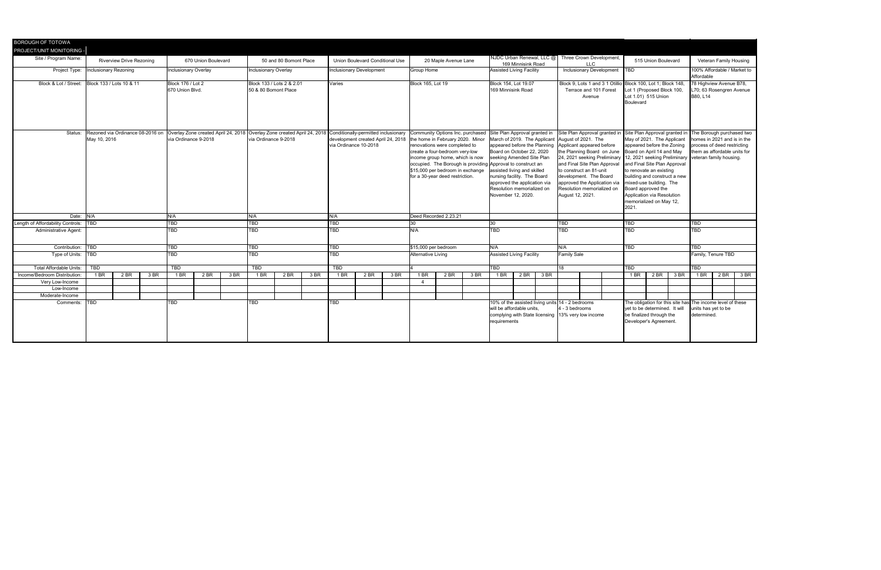BOROUGH OF TOTOWA

PROJECT/UNIT MONITORING -

| Site / Program Name: | Riverview Drive Rezoning | | | 670 Union Boulevard | | | 50 and 80 Bomont Place | | | Union Boulevard Conditional Use | | | 20 Maple Avenue Lane | | | NJDC Urban Renewal, LLC @ 169 Minnisink Road | | | Three Crown Development, LLC | | | 515 Union Boulevard | | | Veteran Family Housing | | |
|---|---|---|---|---|---|---|---|---|---|---|---|---|---|---|---|---|---|---|---|---|---|---|---|---|---|---|---|
| Project Type: | Inclusionary Rezoning | | | Inclusionary Overlay | | | Inclusionary Overlay | | | Inclusionary Development | | | Group Home | | | Assisted Living Facility | | | Inclusionary Development | | | TBD | | | 100% Affordable / Market to Affordable | | |
| Block & Lot / Street: | Block 133 / Lots 10 & 11 | | | Block 176 / Lot 2 670 Union Blvd. | | | Block 133 / Lots 2 & 2.01 50 & 80 Bomont Place | | | Varies | | | Block 165, Lot 19 | | | Block 154, Lot 19.07 169 Minnisink Road | | | Block 9, Lots 1 and 3 1 Otillio Terrace and 101 Forest Avenue | | | Block 100, Lot 1; Block 148, Lot 1 (Proposed Block 100, Lot 1.01) 515 Union Boulevard | | | 78 Highview Avenue B78, L70; 63 Rosengren Avenue B80, L14 | | |
| Status: | Rezoned via Ordinance 08-2016 on May 10, 2016 | | | Overlay Zone created April 24, 2018 via Ordinance 9-2018 | | | Overlay Zone created April 24, 2018 via Ordinance 9-2018 | | | Conditionally-permitted inclusionary development created April 24, 2018 via Ordinance 10-2018 | | | Community Options Inc. purchased the home in February 2020. Minor renovations were completed to create a four-bedroom very-low income group home, which is now occupied. The Borough is providing $15,000 per bedroom in exchange for a 30-year deed restriction. | | | Site Plan Approval granted in March of 2019. The Applicant appeared before the Planning Board on October 22, 2020 seeking Amended Site Plan Approval to construct an assisted living and skilled nursing facility. The Board approved the application via Resolution memorialized on November 12, 2020. | | | Site Plan Approval granted in August of 2021. The Applicant appeared before the Planning Board on June 24, 2021 seeking Preliminary and Final Site Plan Approval to construct an 81-unit development. The Board approved the Application via Resolution memorialized on August 12, 2021. | | | Site Plan Approval granted in May of 2021. The Applicant appeared before the Zoning Board on April 14 and May 12, 2021 seeking Preliminary and Final Site Plan Approval to renovate an existing building and construct a new mixed-use building. The Board approved the Application via Resolution memorialized on May 12, 2021. | | | The Borough purchased two homes in 2021 and is in the process of deed restricting them as affordable units for veteran family housing. | | |
| Date: | N/A | | | N/A | | | N/A | | | N/A | | | Deed Recorded 2.23.21 | | | | | | | | | | | | | | |
| Length of Affordability Controls: | TBD | | | TBD | | | TBD | | | TBD | | | 30 | | | 30 | | | TBD | | | TBD | | | TBD | | |
| Administrative Agent: | | | | TBD | | | TBD | | | TBD | | | N/A | | | TBD | | | TBD | | | TBD | | | TBD | | |
| Contribution: | TBD | | | TBD | | | TBD | | | TBD | | | $15,000 per bedroom | | | N/A | | | N/A | | | TBD | | | TBD | | |
| Type of Units: | TBD | | | TBD | | | TBD | | | TBD | | | Alternative Living | | | Assisted Living Facility | | | Family Sale | | | | | | Family, Tenure TBD | | |
| Total Affordable Units: | TBD | | | TBD | | | TBD | | | TBD | | | 4 | | | TBD | | | 18 | | | TBD | | | TBD | | |
| Income/Bedroom Distribution: | 1 BR | 2 BR | 3 BR | 1 BR | 2 BR | 3 BR | 1 BR | 2 BR | 3 BR | 1 BR | 2 BR | 3 BR | 1 BR | 2 BR | 3 BR | 1 BR | 2 BR | 3 BR | | | | 1 BR | 2 BR | 3 BR | 1 BR | 2 BR | 3 BR |
| Very Low-Income | | | | | | | | | | | | | 4 | | | | | | | | | | | | | | |
| Low-Income | | | | | | | | | | | | | | | | | | | | | | | | | | | |
| Moderate-Income | | | | | | | | | | | | | | | | | | | | | | | | | | | |
| Comments: | TBD | | | TBD | | | TBD | | | TBD | | | | | | 10% of the assisted living units will be affordable units, complying with State licensing requirements | | | 14 - 2 bedrooms 4 - 3 bedrooms 13% very low income | | | The obligation for this site has yet to be determined. It will be finalized through the Developer's Agreement. | | | The income level of these units has yet to be determined. | | |